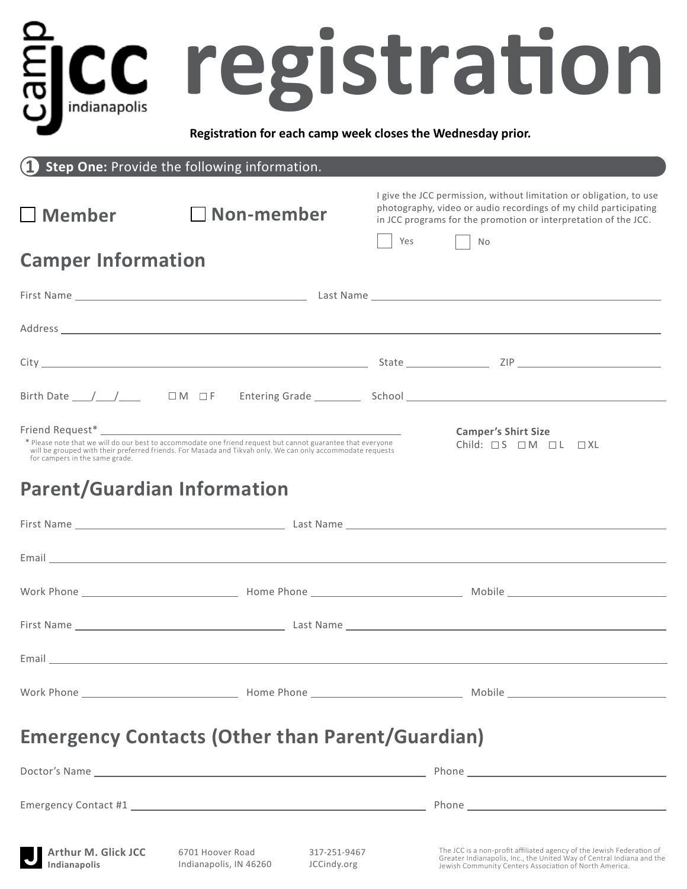# camp JCC indianapolis registration

**Registration for each camp week closes the Wednesday prior.**

**1 Step One:** Provide the following information.

☐ **Member** ☐ **Non-member**

I give the JCC permission, without limitation or obligation, to use photography, video or audio recordings of my child participating in JCC programs for the promotion or interpretation of the JCC.

☐ Yes ☐ No

## Camper Information

First Name ______________________ Last Name ______________________

Address ______________________________________________

City ______________________ State __________ ZIP __________

Birth Date ___/___/____ ☐ M ☐ F Entering Grade ________ School ______________________

Friend Request* ______________________

* Please note that we will do our best to accommodate one friend request but cannot guarantee that everyone will be grouped with their preferred friends. For Masada and Tikvah only. We can only accommodate requests for campers in the same grade.

**Camper's Shirt Size**
Child: ☐ S ☐ M ☐ L ☐ XL

## Parent/Guardian Information

First Name ______________________ Last Name ______________________

Email ______________________________________________

Work Phone ______________ Home Phone ______________ Mobile ______________

First Name ______________________ Last Name ______________________

Email ______________________________________________

Work Phone ______________ Home Phone ______________ Mobile ______________

## Emergency Contacts (Other than Parent/Guardian)

Doctor's Name ______________________ Phone ______________

Emergency Contact #1 ______________________ Phone ______________

**Arthur M. Glick JCC** Indianapolis | 6701 Hoover Road, Indianapolis, IN 46260 | 317-251-9467 | JCCindy.org

The JCC is a non-profit affiliated agency of the Jewish Federation of Greater Indianapolis, Inc., the United Way of Central Indiana and the Jewish Community Centers Association of North America.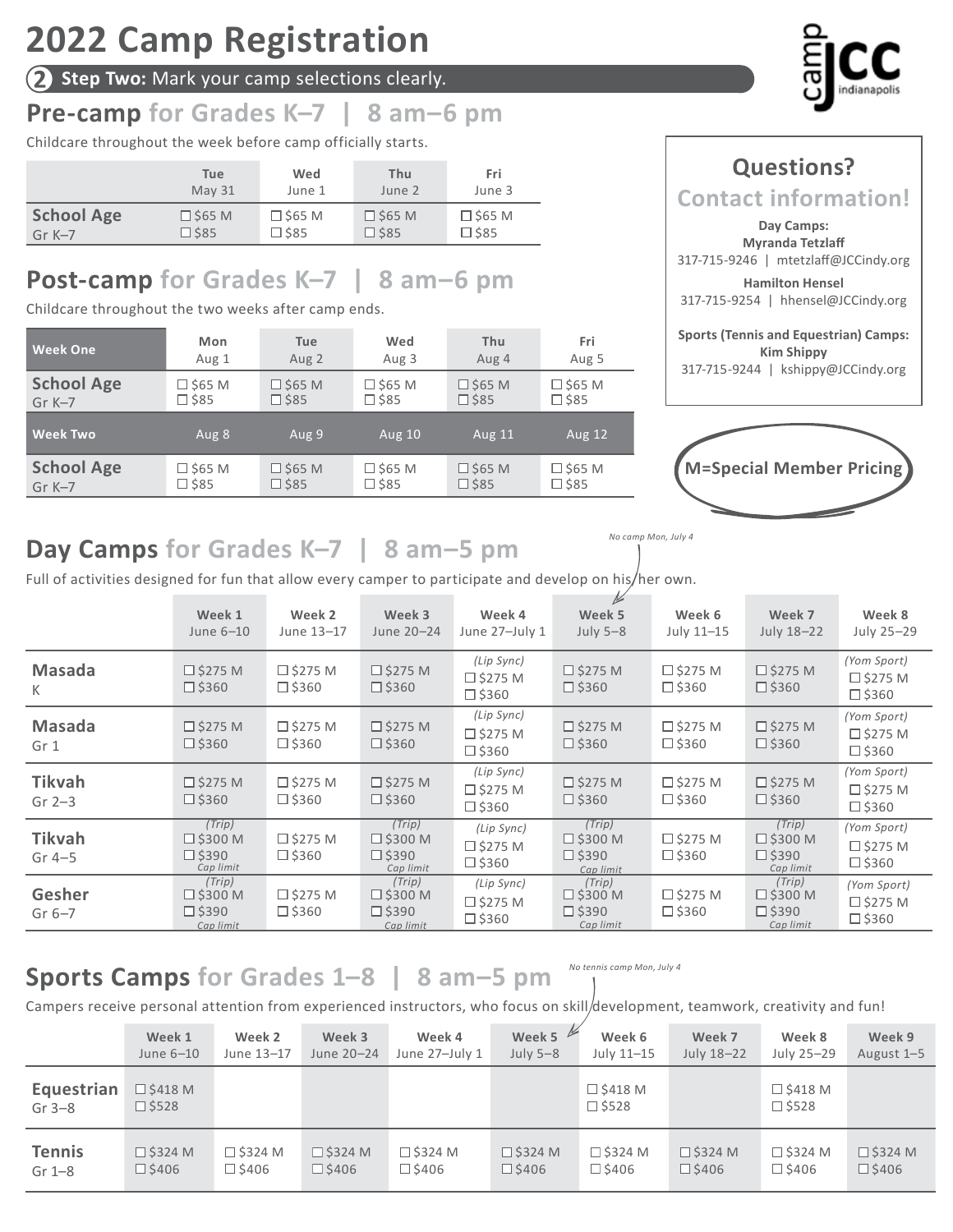# 2022 Camp Registration

**2 Step Two:** Mark your camp selections clearly.

## Pre-camp for Grades K–7 | 8 am–6 pm

Childcare throughout the week before camp officially starts.

| | Tue May 31 | Wed June 1 | Thu June 2 | Fri June 3 |
|---|---|---|---|---|
| **School Age** Gr K–7 | ☐ $65 M ☐ $85 | ☐ $65 M ☐ $85 | ☐ $65 M ☐ $85 | ☐ $65 M ☐ $85 |

## Post-camp for Grades K–7 | 8 am–6 pm

Childcare throughout the two weeks after camp ends.

| Week One | Mon Aug 1 | Tue Aug 2 | Wed Aug 3 | Thu Aug 4 | Fri Aug 5 |
|---|---|---|---|---|---|
| **School Age** Gr K–7 | ☐ $65 M ☐ $85 | ☐ $65 M ☐ $85 | ☐ $65 M ☐ $85 | ☐ $65 M ☐ $85 | ☐ $65 M ☐ $85 |
| **Week Two** | Aug 8 | Aug 9 | Aug 10 | Aug 11 | Aug 12 |
| **School Age** Gr K–7 | ☐ $65 M ☐ $85 | ☐ $65 M ☐ $85 | ☐ $65 M ☐ $85 | ☐ $65 M ☐ $85 | ☐ $65 M ☐ $85 |

### Questions? Contact information!

**Day Camps:**

**Myranda Tetzlaff**
317-715-9246 | mtetzlaff@JCCindy.org

**Hamilton Hensel**
317-715-9254 | hhensel@JCCindy.org

**Sports (Tennis and Equestrian) Camps:**

**Kim Shippy**
317-715-9244 | kshippy@JCCindy.org

**M=Special Member Pricing**

## Day Camps for Grades K–7 | 8 am–5 pm

Full of activities designed for fun that allow every camper to participate and develop on his/her own.

*No camp Mon, July 4*

| | Week 1 June 6–10 | Week 2 June 13–17 | Week 3 June 20–24 | Week 4 June 27–July 1 | Week 5 July 5–8 | Week 6 July 11–15 | Week 7 July 18–22 | Week 8 July 25–29 |
|---|---|---|---|---|---|---|---|---|
| **Masada** K | ☐ $275 M ☐ $360 | ☐ $275 M ☐ $360 | ☐ $275 M ☐ $360 | *(Lip Sync)* ☐ $275 M ☐ $360 | ☐ $275 M ☐ $360 | ☐ $275 M ☐ $360 | ☐ $275 M ☐ $360 | *(Yom Sport)* ☐ $275 M ☐ $360 |
| **Masada** Gr 1 | ☐ $275 M ☐ $360 | ☐ $275 M ☐ $360 | ☐ $275 M ☐ $360 | *(Lip Sync)* ☐ $275 M ☐ $360 | ☐ $275 M ☐ $360 | ☐ $275 M ☐ $360 | ☐ $275 M ☐ $360 | *(Yom Sport)* ☐ $275 M ☐ $360 |
| **Tikvah** Gr 2–3 | ☐ $275 M ☐ $360 | ☐ $275 M ☐ $360 | ☐ $275 M ☐ $360 | *(Lip Sync)* ☐ $275 M ☐ $360 | ☐ $275 M ☐ $360 | ☐ $275 M ☐ $360 | ☐ $275 M ☐ $360 | *(Yom Sport)* ☐ $275 M ☐ $360 |
| **Tikvah** Gr 4–5 | *(Trip)* ☐ $300 M ☐ $390 *Cap limit* | ☐ $275 M ☐ $360 | *(Trip)* ☐ $300 M ☐ $390 *Cap limit* | *(Lip Sync)* ☐ $275 M ☐ $360 | *(Trip)* ☐ $300 M ☐ $390 *Cap limit* | ☐ $275 M ☐ $360 | *(Trip)* ☐ $300 M ☐ $390 *Cap limit* | *(Yom Sport)* ☐ $275 M ☐ $360 |
| **Gesher** Gr 6–7 | *(Trip)* ☐ $300 M ☐ $390 *Cap limit* | ☐ $275 M ☐ $360 | *(Trip)* ☐ $300 M ☐ $390 *Cap limit* | *(Lip Sync)* ☐ $275 M ☐ $360 | *(Trip)* ☐ $300 M ☐ $390 *Cap limit* | ☐ $275 M ☐ $360 | *(Trip)* ☐ $300 M ☐ $390 *Cap limit* | *(Yom Sport)* ☐ $275 M ☐ $360 |

## Sports Camps for Grades 1–8 | 8 am–5 pm

Campers receive personal attention from experienced instructors, who focus on skill development, teamwork, creativity and fun!

*No tennis camp Mon, July 4*

| | Week 1 June 6–10 | Week 2 June 13–17 | Week 3 June 20–24 | Week 4 June 27–July 1 | Week 5 July 5–8 | Week 6 July 11–15 | Week 7 July 18–22 | Week 8 July 25–29 | Week 9 August 1–5 |
|---|---|---|---|---|---|---|---|---|---|
| **Equestrian** Gr 3–8 | ☐ $418 M ☐ $528 | | | | | ☐ $418 M ☐ $528 | | ☐ $418 M ☐ $528 | |
| **Tennis** Gr 1–8 | ☐ $324 M ☐ $406 | ☐ $324 M ☐ $406 | ☐ $324 M ☐ $406 | ☐ $324 M ☐ $406 | ☐ $324 M ☐ $406 | ☐ $324 M ☐ $406 | ☐ $324 M ☐ $406 | ☐ $324 M ☐ $406 | ☐ $324 M ☐ $406 |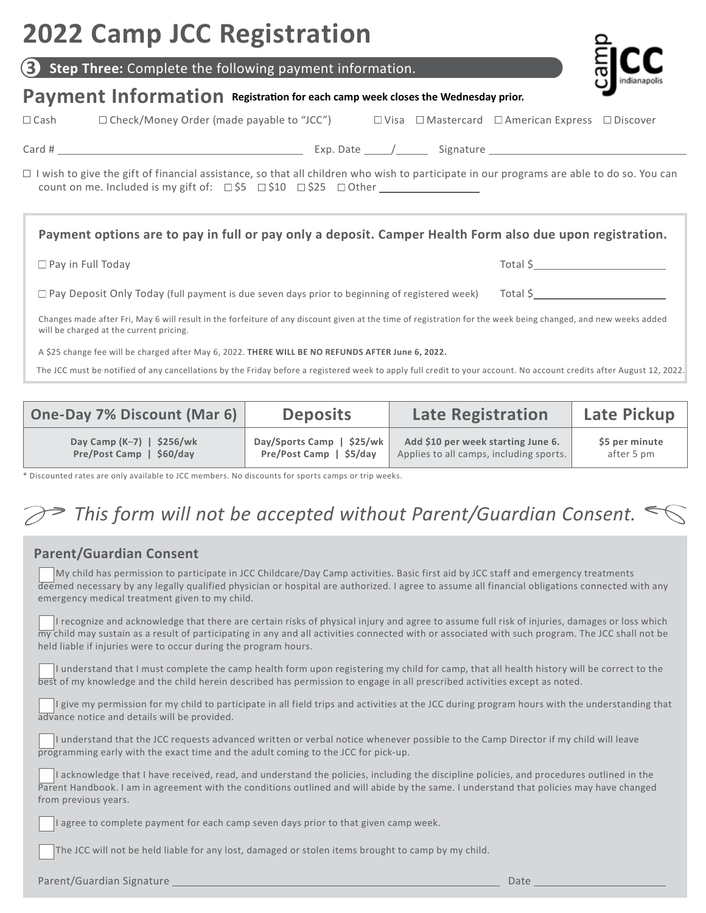# 2022 Camp JCC Registration

**3** **Step Three:** Complete the following payment information.

## Payment Information

**Registration for each camp week closes the Wednesday prior.**

☐ Cash ☐ Check/Money Order (made payable to "JCC") ☐ Visa ☐ Mastercard ☐ American Express ☐ Discover

Card # ______________________ Exp. Date _____/______ Signature ______________________

☐ I wish to give the gift of financial assistance, so that all children who wish to participate in our programs are able to do so. You can count on me. Included is my gift of: ☐ $5 ☐ $10 ☐ $25 ☐ Other ____________

**Payment options are to pay in full or pay only a deposit. Camper Health Form also due upon registration.**

☐ Pay in Full Today Total $____________

☐ Pay Deposit Only Today (full payment is due seven days prior to beginning of registered week) Total $____________

Changes made after Fri, May 6 will result in the forfeiture of any discount given at the time of registration for the week being changed, and new weeks added will be charged at the current pricing.

A $25 change fee will be charged after May 6, 2022. **THERE WILL BE NO REFUNDS AFTER June 6, 2022.**

The JCC must be notified of any cancellations by the Friday before a registered week to apply full credit to your account. No account credits after August 12, 2022.

| One-Day 7% Discount (Mar 6) | Deposits | Late Registration | Late Pickup |
|---|---|---|---|
| **Day Camp (K–7) \| $256/wk**<br>**Pre/Post Camp \| $60/day** | **Day/Sports Camp \| $25/wk**<br>**Pre/Post Camp \| $5/day** | **Add $10 per week starting June 6.**<br>Applies to all camps, including sports. | **$5 per minute**<br>after 5 pm |

* Discounted rates are only available to JCC members. No discounts for sports camps or trip weeks.

*This form will not be accepted without Parent/Guardian Consent.*

### Parent/Guardian Consent

☐ My child has permission to participate in JCC Childcare/Day Camp activities. Basic first aid by JCC staff and emergency treatments deemed necessary by any legally qualified physician or hospital are authorized. I agree to assume all financial obligations connected with any emergency medical treatment given to my child.

☐ I recognize and acknowledge that there are certain risks of physical injury and agree to assume full risk of injuries, damages or loss which my child may sustain as a result of participating in any and all activities connected with or associated with such program. The JCC shall not be held liable if injuries were to occur during the program hours.

☐ I understand that I must complete the camp health form upon registering my child for camp, that all health history will be correct to the best of my knowledge and the child herein described has permission to engage in all prescribed activities except as noted.

☐ I give my permission for my child to participate in all field trips and activities at the JCC during program hours with the understanding that advance notice and details will be provided.

☐ I understand that the JCC requests advanced written or verbal notice whenever possible to the Camp Director if my child will leave programming early with the exact time and the adult coming to the JCC for pick-up.

☐ I acknowledge that I have received, read, and understand the policies, including the discipline policies, and procedures outlined in the Parent Handbook. I am in agreement with the conditions outlined and will abide by the same. I understand that policies may have changed from previous years.

☐ I agree to complete payment for each camp seven days prior to that given camp week.

☐ The JCC will not be held liable for any lost, damaged or stolen items brought to camp by my child.

Parent/Guardian Signature ______________________________ Date ______________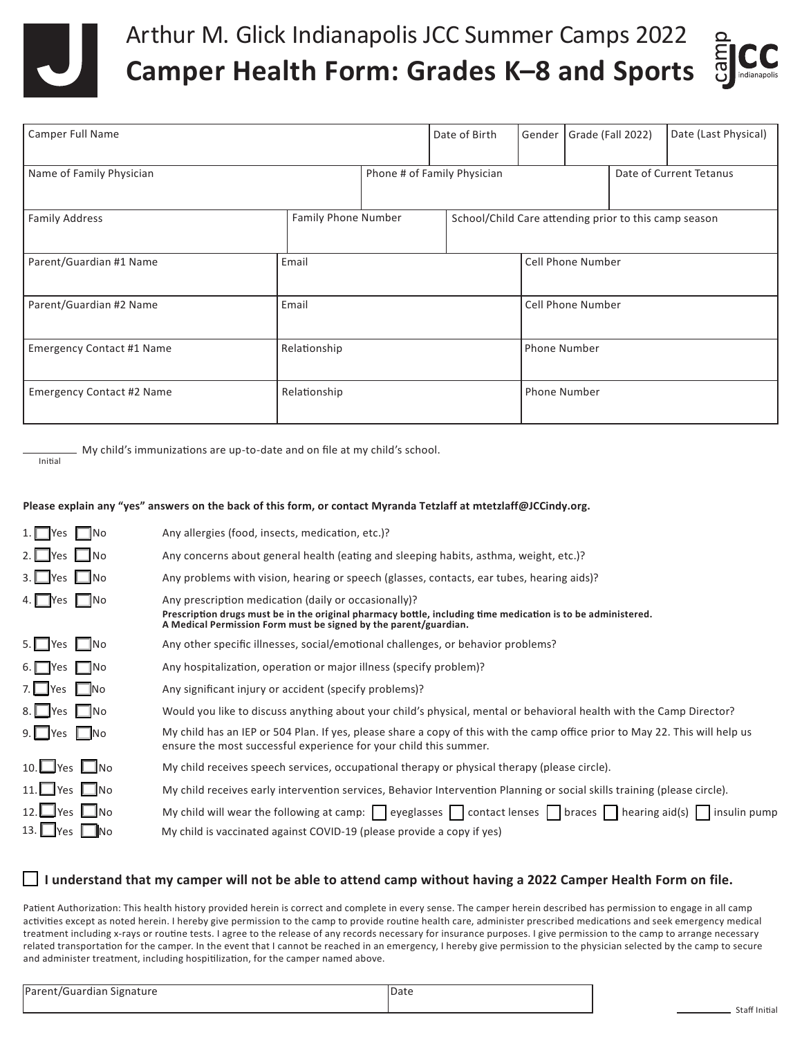# Arthur M. Glick Indianapolis JCC Summer Camps 2022

# Camper Health Form: Grades K–8 and Sports

| Camper Full Name | | | Date of Birth | Gender | Grade (Fall 2022) | Date (Last Physical) |
|---|---|---|---|---|---|---|
| Name of Family Physician | | Phone # of Family Physician | | | Date of Current Tetanus | |
| Family Address | Family Phone Number | | School/Child Care attending prior to this camp season | | | |
| Parent/Guardian #1 Name | Email | | Cell Phone Number | | | |
| Parent/Guardian #2 Name | Email | | Cell Phone Number | | | |
| Emergency Contact #1 Name | Relationship | | Phone Number | | | |
| Emergency Contact #2 Name | Relationship | | Phone Number | | | |

__________ My child's immunizations are up-to-date and on file at my child's school.
Initial

**Please explain any "yes" answers on the back of this form, or contact Myranda Tetzlaff at mtetzlaff@JCCindy.org.**

1. ☐ Yes ☐ No — Any allergies (food, insects, medication, etc.)?
2. ☐ Yes ☐ No — Any concerns about general health (eating and sleeping habits, asthma, weight, etc.)?
3. ☐ Yes ☐ No — Any problems with vision, hearing or speech (glasses, contacts, ear tubes, hearing aids)?
4. ☐ Yes ☐ No — Any prescription medication (daily or occasionally)?
   **Prescription drugs must be in the original pharmacy bottle, including time medication is to be administered. A Medical Permission Form must be signed by the parent/guardian.**
5. ☐ Yes ☐ No — Any other specific illnesses, social/emotional challenges, or behavior problems?
6. ☐ Yes ☐ No — Any hospitalization, operation or major illness (specify problem)?
7. ☐ Yes ☐ No — Any significant injury or accident (specify problems)?
8. ☐ Yes ☐ No — Would you like to discuss anything about your child's physical, mental or behavioral health with the Camp Director?
9. ☐ Yes ☐ No — My child has an IEP or 504 Plan. If yes, please share a copy of this with the camp office prior to May 22. This will help us ensure the most successful experience for your child this summer.
10. ☐ Yes ☐ No — My child receives speech services, occupational therapy or physical therapy (please circle).
11. ☐ Yes ☐ No — My child receives early intervention services, Behavior Intervention Planning or social skills training (please circle).
12. ☐ Yes ☐ No — My child will wear the following at camp: ☐ eyeglasses ☐ contact lenses ☐ braces ☐ hearing aid(s) ☐ insulin pump
13. ☐ Yes ☐ No — My child is vaccinated against COVID-19 (please provide a copy if yes)

☐ **I understand that my camper will not be able to attend camp without having a 2022 Camper Health Form on file.**

Patient Authorization: This health history provided herein is correct and complete in every sense. The camper herein described has permission to engage in all camp activities except as noted herein. I hereby give permission to the camp to provide routine health care, administer prescribed medications and seek emergency medical treatment including x-rays or routine tests. I agree to the release of any records necessary for insurance purposes. I give permission to the camp to arrange necessary related transportation for the camper. In the event that I cannot be reached in an emergency, I hereby give permission to the physician selected by the camp to secure and administer treatment, including hospitilization, for the camper named above.

| Parent/Guardian Signature | Date |
|---|---|
| | |

__________ Staff Initial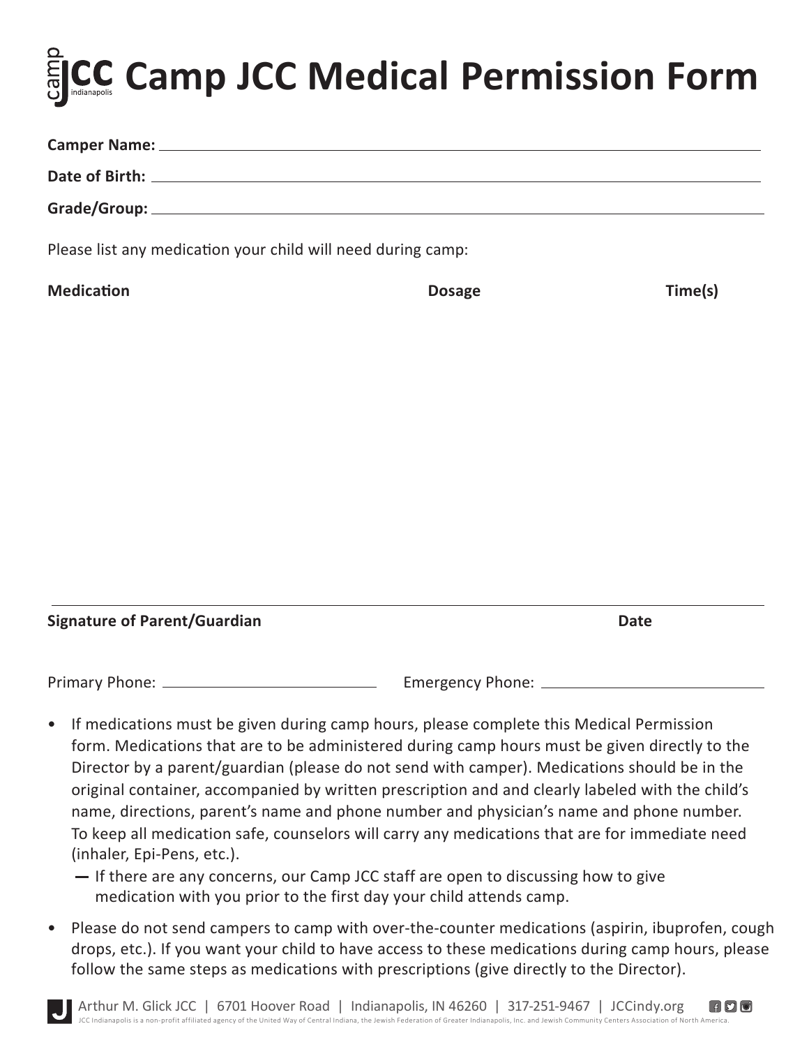# Camp JCC Medical Permission Form

**Camper Name:** ______________________________________________

**Date of Birth:** ______________________________________________

**Grade/Group:** ______________________________________________

Please list any medication your child will need during camp:

| **Medication** | **Dosage** | **Time(s)** |
| --- | --- | --- |
| | | |

______________________________________________

**Signature of Parent/Guardian** **Date**

Primary Phone: ____________________ Emergency Phone: ____________________

- If medications must be given during camp hours, please complete this Medical Permission form. Medications that are to be administered during camp hours must be given directly to the Director by a parent/guardian (please do not send with camper). Medications should be in the original container, accompanied by written prescription and and clearly labeled with the child's name, directions, parent's name and phone number and physician's name and phone number. To keep all medication safe, counselors will carry any medications that are for immediate need (inhaler, Epi-Pens, etc.).
  - If there are any concerns, our Camp JCC staff are open to discussing how to give medication with you prior to the first day your child attends camp.
- Please do not send campers to camp with over-the-counter medications (aspirin, ibuprofen, cough drops, etc.). If you want your child to have access to these medications during camp hours, please follow the same steps as medications with prescriptions (give directly to the Director).

Arthur M. Glick JCC | 6701 Hoover Road | Indianapolis, IN 46260 | 317-251-9467 | JCCindy.org

JCC Indianapolis is a non-profit affiliated agency of the United Way of Central Indiana, the Jewish Federation of Greater Indianapolis, Inc. and Jewish Community Centers Association of North America.